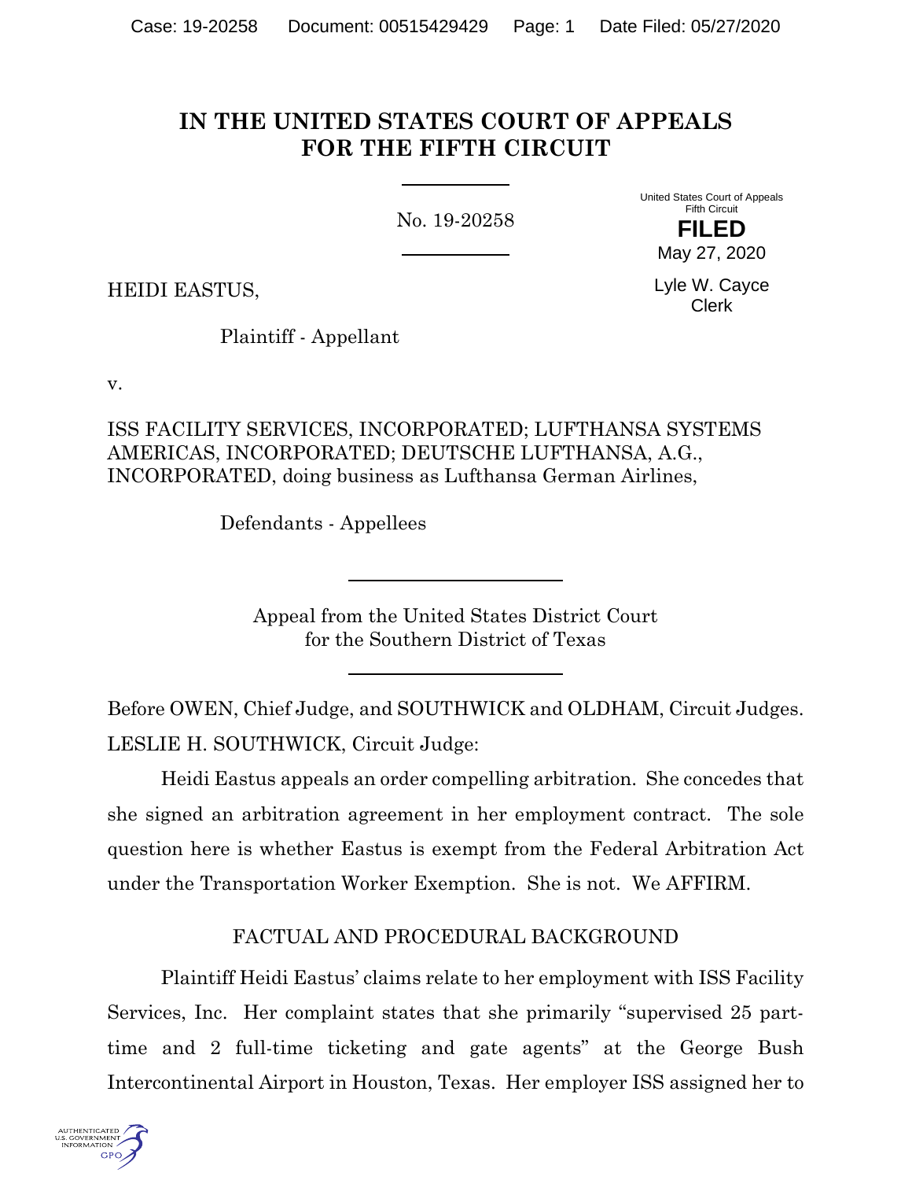# IN THE UNITED STATES COURT OF APPEALS FOR THE FIFTH CIRCUIT

No. 19-20258

United States Court of Appeals
Fifth Circuit

**FILED**

May 27, 2020

Lyle W. Cayce
Clerk

HEIDI EASTUS,

Plaintiff - Appellant

v.

ISS FACILITY SERVICES, INCORPORATED; LUFTHANSA SYSTEMS AMERICAS, INCORPORATED; DEUTSCHE LUFTHANSA, A.G., INCORPORATED, doing business as Lufthansa German Airlines,

Defendants - Appellees

Appeal from the United States District Court
for the Southern District of Texas

Before OWEN, Chief Judge, and SOUTHWICK and OLDHAM, Circuit Judges.

LESLIE H. SOUTHWICK, Circuit Judge:

Heidi Eastus appeals an order compelling arbitration. She concedes that she signed an arbitration agreement in her employment contract. The sole question here is whether Eastus is exempt from the Federal Arbitration Act under the Transportation Worker Exemption. She is not. We AFFIRM.

## FACTUAL AND PROCEDURAL BACKGROUND

Plaintiff Heidi Eastus' claims relate to her employment with ISS Facility Services, Inc. Her complaint states that she primarily "supervised 25 part-time and 2 full-time ticketing and gate agents" at the George Bush Intercontinental Airport in Houston, Texas. Her employer ISS assigned her to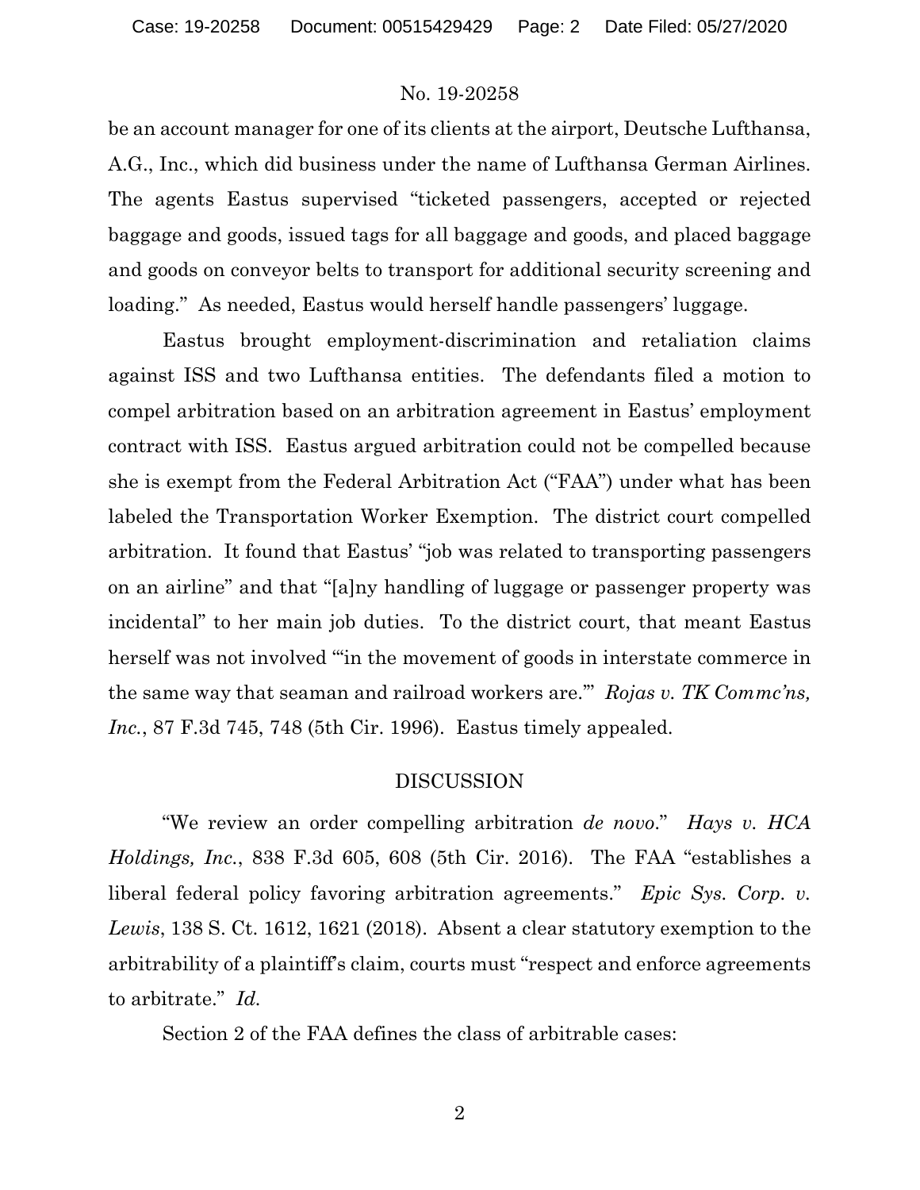be an account manager for one of its clients at the airport, Deutsche Lufthansa, A.G., Inc., which did business under the name of Lufthansa German Airlines. The agents Eastus supervised "ticketed passengers, accepted or rejected baggage and goods, issued tags for all baggage and goods, and placed baggage and goods on conveyor belts to transport for additional security screening and loading." As needed, Eastus would herself handle passengers' luggage.

Eastus brought employment-discrimination and retaliation claims against ISS and two Lufthansa entities. The defendants filed a motion to compel arbitration based on an arbitration agreement in Eastus' employment contract with ISS. Eastus argued arbitration could not be compelled because she is exempt from the Federal Arbitration Act ("FAA") under what has been labeled the Transportation Worker Exemption. The district court compelled arbitration. It found that Eastus' "job was related to transporting passengers on an airline" and that "[a]ny handling of luggage or passenger property was incidental" to her main job duties. To the district court, that meant Eastus herself was not involved "'in the movement of goods in interstate commerce in the same way that seaman and railroad workers are.'" *Rojas v. TK Commc'ns, Inc.*, 87 F.3d 745, 748 (5th Cir. 1996). Eastus timely appealed.

## DISCUSSION

"We review an order compelling arbitration *de novo*." *Hays v. HCA Holdings, Inc.*, 838 F.3d 605, 608 (5th Cir. 2016). The FAA "establishes a liberal federal policy favoring arbitration agreements." *Epic Sys. Corp. v. Lewis*, 138 S. Ct. 1612, 1621 (2018). Absent a clear statutory exemption to the arbitrability of a plaintiff's claim, courts must "respect and enforce agreements to arbitrate." *Id.*

Section 2 of the FAA defines the class of arbitrable cases: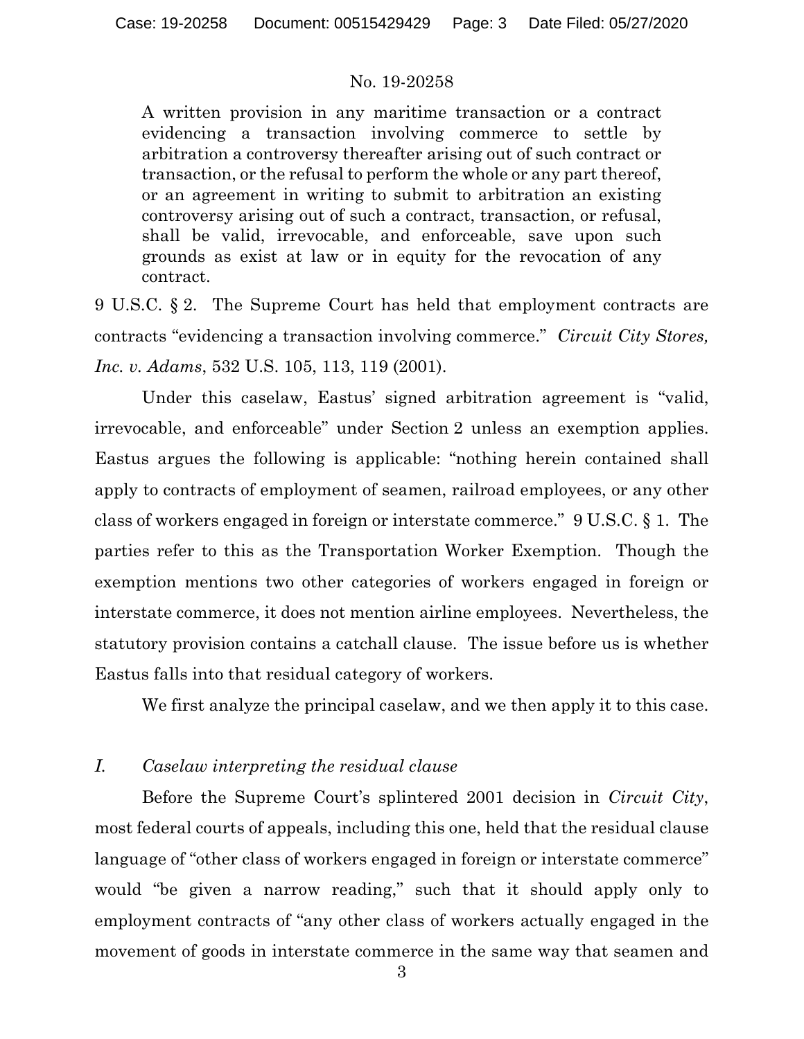> A written provision in any maritime transaction or a contract evidencing a transaction involving commerce to settle by arbitration a controversy thereafter arising out of such contract or transaction, or the refusal to perform the whole or any part thereof, or an agreement in writing to submit to arbitration an existing controversy arising out of such a contract, transaction, or refusal, shall be valid, irrevocable, and enforceable, save upon such grounds as exist at law or in equity for the revocation of any contract.

9 U.S.C. § 2. The Supreme Court has held that employment contracts are contracts "evidencing a transaction involving commerce." *Circuit City Stores, Inc. v. Adams*, 532 U.S. 105, 113, 119 (2001).

Under this caselaw, Eastus' signed arbitration agreement is "valid, irrevocable, and enforceable" under Section 2 unless an exemption applies. Eastus argues the following is applicable: "nothing herein contained shall apply to contracts of employment of seamen, railroad employees, or any other class of workers engaged in foreign or interstate commerce." 9 U.S.C. § 1. The parties refer to this as the Transportation Worker Exemption. Though the exemption mentions two other categories of workers engaged in foreign or interstate commerce, it does not mention airline employees. Nevertheless, the statutory provision contains a catchall clause. The issue before us is whether Eastus falls into that residual category of workers.

We first analyze the principal caselaw, and we then apply it to this case.

## *I. Caselaw interpreting the residual clause*

Before the Supreme Court's splintered 2001 decision in *Circuit City*, most federal courts of appeals, including this one, held that the residual clause language of "other class of workers engaged in foreign or interstate commerce" would "be given a narrow reading," such that it should apply only to employment contracts of "any other class of workers actually engaged in the movement of goods in interstate commerce in the same way that seamen and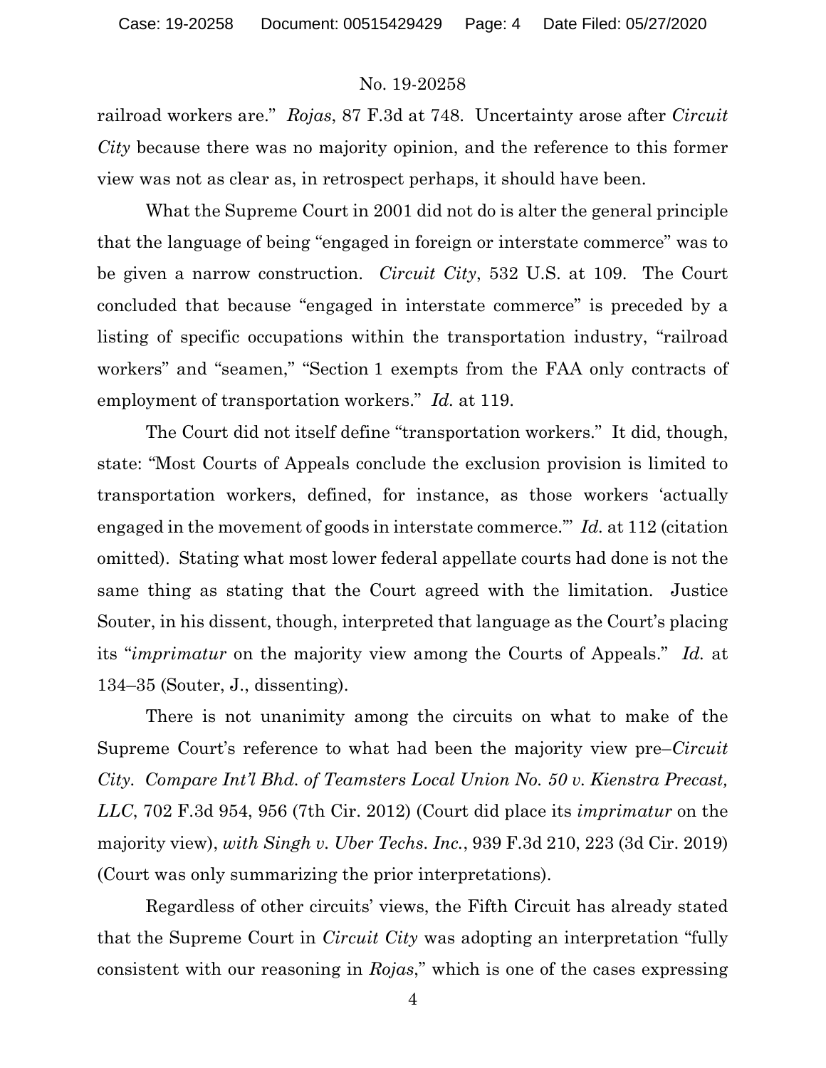railroad workers are." *Rojas*, 87 F.3d at 748. Uncertainty arose after *Circuit City* because there was no majority opinion, and the reference to this former view was not as clear as, in retrospect perhaps, it should have been.

What the Supreme Court in 2001 did not do is alter the general principle that the language of being "engaged in foreign or interstate commerce" was to be given a narrow construction. *Circuit City*, 532 U.S. at 109. The Court concluded that because "engaged in interstate commerce" is preceded by a listing of specific occupations within the transportation industry, "railroad workers" and "seamen," "Section 1 exempts from the FAA only contracts of employment of transportation workers." *Id.* at 119.

The Court did not itself define "transportation workers." It did, though, state: "Most Courts of Appeals conclude the exclusion provision is limited to transportation workers, defined, for instance, as those workers 'actually engaged in the movement of goods in interstate commerce.'" *Id.* at 112 (citation omitted). Stating what most lower federal appellate courts had done is not the same thing as stating that the Court agreed with the limitation. Justice Souter, in his dissent, though, interpreted that language as the Court's placing its "*imprimatur* on the majority view among the Courts of Appeals." *Id.* at 134–35 (Souter, J., dissenting).

There is not unanimity among the circuits on what to make of the Supreme Court's reference to what had been the majority view pre–*Circuit City*. *Compare Int'l Bhd. of Teamsters Local Union No. 50 v. Kienstra Precast, LLC*, 702 F.3d 954, 956 (7th Cir. 2012) (Court did place its *imprimatur* on the majority view), *with Singh v. Uber Techs. Inc.*, 939 F.3d 210, 223 (3d Cir. 2019) (Court was only summarizing the prior interpretations).

Regardless of other circuits' views, the Fifth Circuit has already stated that the Supreme Court in *Circuit City* was adopting an interpretation "fully consistent with our reasoning in *Rojas*," which is one of the cases expressing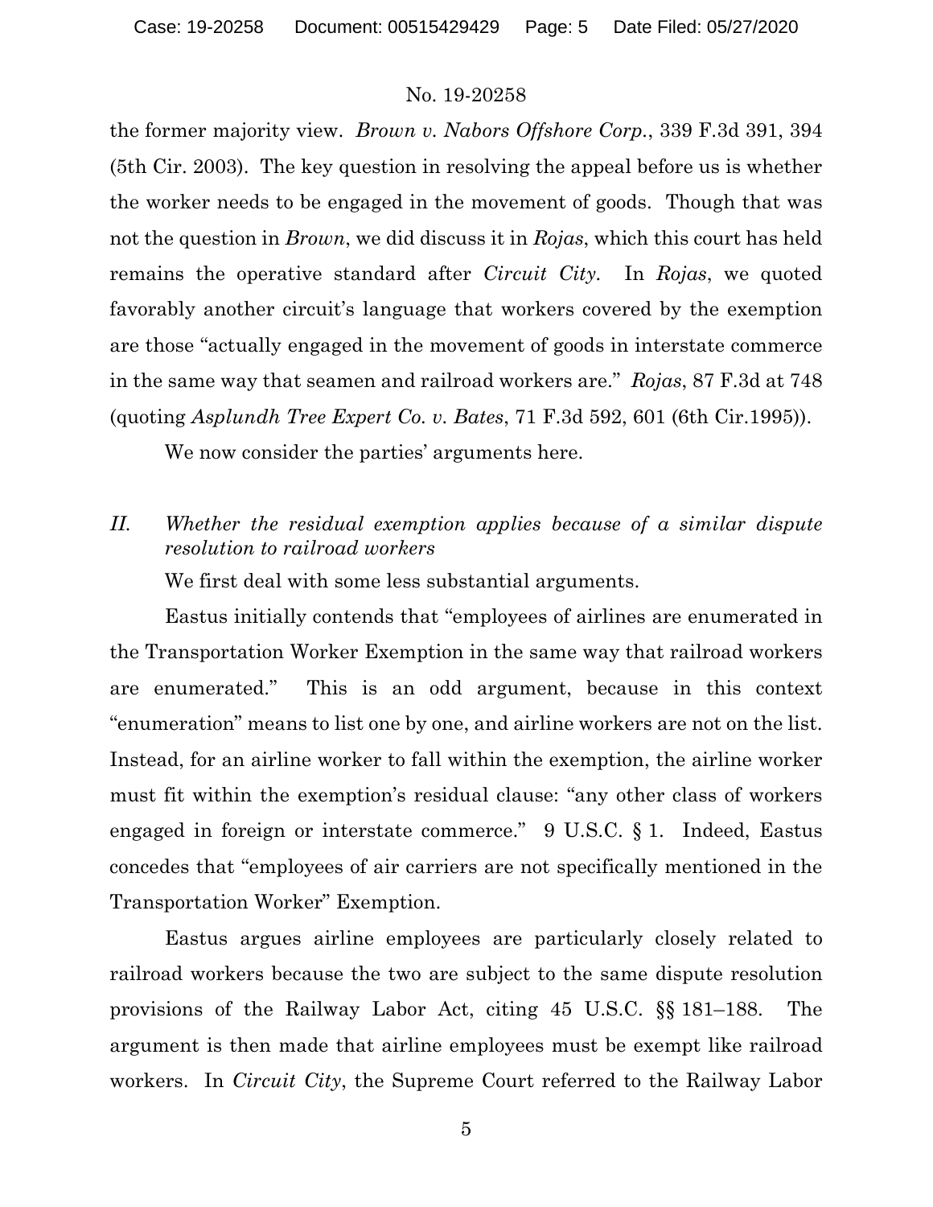the former majority view. *Brown v. Nabors Offshore Corp.*, 339 F.3d 391, 394 (5th Cir. 2003). The key question in resolving the appeal before us is whether the worker needs to be engaged in the movement of goods. Though that was not the question in *Brown*, we did discuss it in *Rojas*, which this court has held remains the operative standard after *Circuit City*. In *Rojas*, we quoted favorably another circuit's language that workers covered by the exemption are those "actually engaged in the movement of goods in interstate commerce in the same way that seamen and railroad workers are." *Rojas*, 87 F.3d at 748 (quoting *Asplundh Tree Expert Co. v. Bates*, 71 F.3d 592, 601 (6th Cir.1995)).

We now consider the parties' arguments here.

## *II. Whether the residual exemption applies because of a similar dispute resolution to railroad workers*

We first deal with some less substantial arguments.

Eastus initially contends that "employees of airlines are enumerated in the Transportation Worker Exemption in the same way that railroad workers are enumerated." This is an odd argument, because in this context "enumeration" means to list one by one, and airline workers are not on the list. Instead, for an airline worker to fall within the exemption, the airline worker must fit within the exemption's residual clause: "any other class of workers engaged in foreign or interstate commerce." 9 U.S.C. § 1. Indeed, Eastus concedes that "employees of air carriers are not specifically mentioned in the Transportation Worker" Exemption.

Eastus argues airline employees are particularly closely related to railroad workers because the two are subject to the same dispute resolution provisions of the Railway Labor Act, citing 45 U.S.C. §§ 181–188. The argument is then made that airline employees must be exempt like railroad workers. In *Circuit City*, the Supreme Court referred to the Railway Labor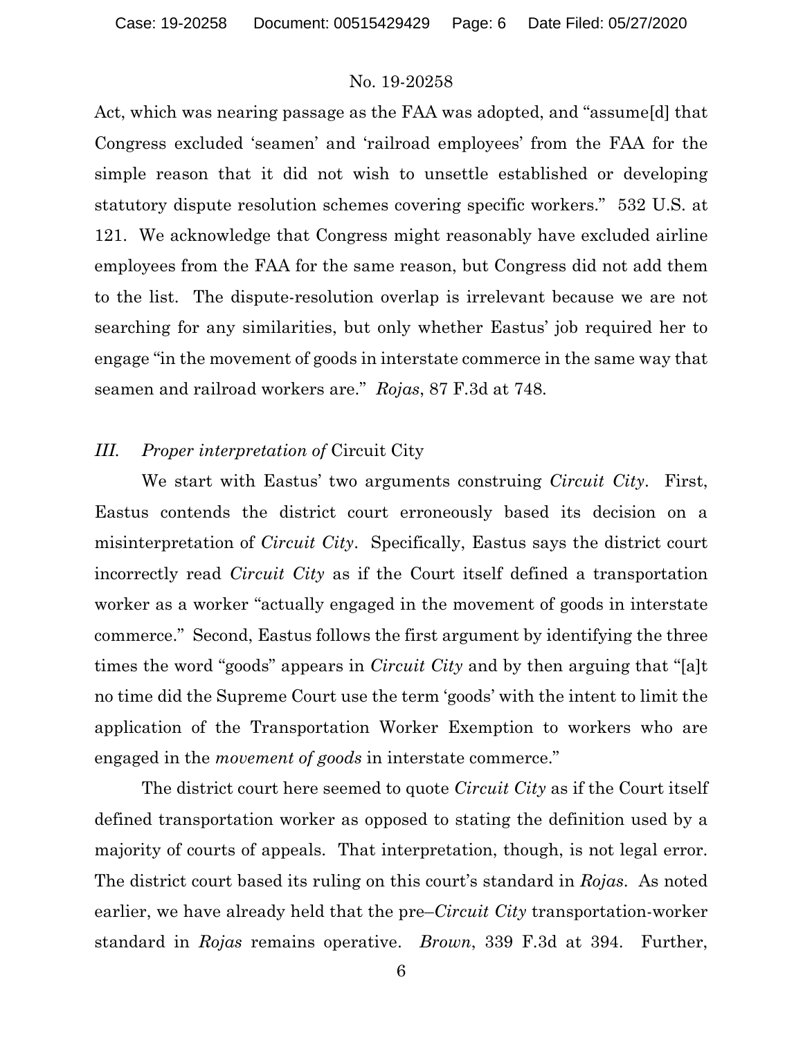Act, which was nearing passage as the FAA was adopted, and "assume[d] that Congress excluded 'seamen' and 'railroad employees' from the FAA for the simple reason that it did not wish to unsettle established or developing statutory dispute resolution schemes covering specific workers." 532 U.S. at 121. We acknowledge that Congress might reasonably have excluded airline employees from the FAA for the same reason, but Congress did not add them to the list. The dispute-resolution overlap is irrelevant because we are not searching for any similarities, but only whether Eastus' job required her to engage "in the movement of goods in interstate commerce in the same way that seamen and railroad workers are." *Rojas*, 87 F.3d at 748.

### *III. Proper interpretation of* Circuit City

We start with Eastus' two arguments construing *Circuit City*. First, Eastus contends the district court erroneously based its decision on a misinterpretation of *Circuit City*. Specifically, Eastus says the district court incorrectly read *Circuit City* as if the Court itself defined a transportation worker as a worker "actually engaged in the movement of goods in interstate commerce." Second, Eastus follows the first argument by identifying the three times the word "goods" appears in *Circuit City* and by then arguing that "[a]t no time did the Supreme Court use the term 'goods' with the intent to limit the application of the Transportation Worker Exemption to workers who are engaged in the *movement of goods* in interstate commerce."

The district court here seemed to quote *Circuit City* as if the Court itself defined transportation worker as opposed to stating the definition used by a majority of courts of appeals. That interpretation, though, is not legal error. The district court based its ruling on this court's standard in *Rojas*. As noted earlier, we have already held that the pre–*Circuit City* transportation-worker standard in *Rojas* remains operative. *Brown*, 339 F.3d at 394. Further,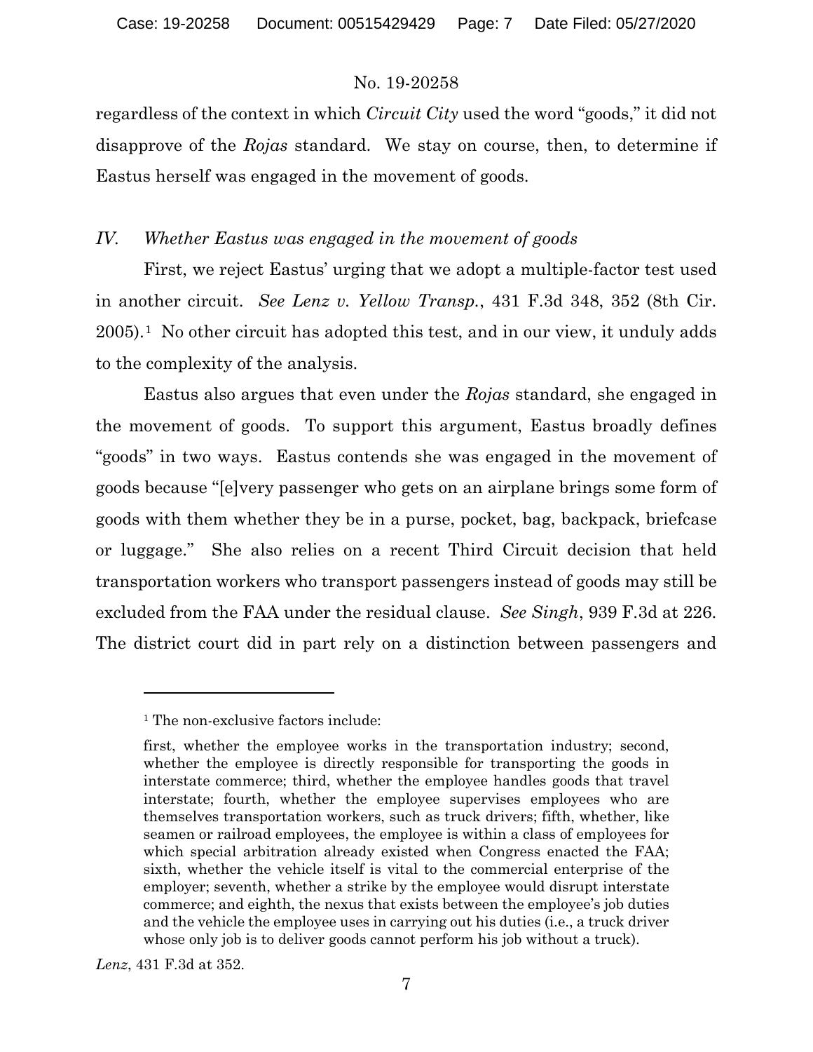regardless of the context in which *Circuit City* used the word "goods," it did not disapprove of the *Rojas* standard. We stay on course, then, to determine if Eastus herself was engaged in the movement of goods.

## *IV. Whether Eastus was engaged in the movement of goods*

First, we reject Eastus' urging that we adopt a multiple-factor test used in another circuit. *See Lenz v. Yellow Transp.*, 431 F.3d 348, 352 (8th Cir. 2005).[1] No other circuit has adopted this test, and in our view, it unduly adds to the complexity of the analysis.

Eastus also argues that even under the *Rojas* standard, she engaged in the movement of goods. To support this argument, Eastus broadly defines "goods" in two ways. Eastus contends she was engaged in the movement of goods because "[e]very passenger who gets on an airplane brings some form of goods with them whether they be in a purse, pocket, bag, backpack, briefcase or luggage." She also relies on a recent Third Circuit decision that held transportation workers who transport passengers instead of goods may still be excluded from the FAA under the residual clause. *See Singh*, 939 F.3d at 226. The district court did in part rely on a distinction between passengers and

---

[1] The non-exclusive factors include:

> first, whether the employee works in the transportation industry; second, whether the employee is directly responsible for transporting the goods in interstate commerce; third, whether the employee handles goods that travel interstate; fourth, whether the employee supervises employees who are themselves transportation workers, such as truck drivers; fifth, whether, like seamen or railroad employees, the employee is within a class of employees for which special arbitration already existed when Congress enacted the FAA; sixth, whether the vehicle itself is vital to the commercial enterprise of the employer; seventh, whether a strike by the employee would disrupt interstate commerce; and eighth, the nexus that exists between the employee's job duties and the vehicle the employee uses in carrying out his duties (i.e., a truck driver whose only job is to deliver goods cannot perform his job without a truck).

*Lenz*, 431 F.3d at 352.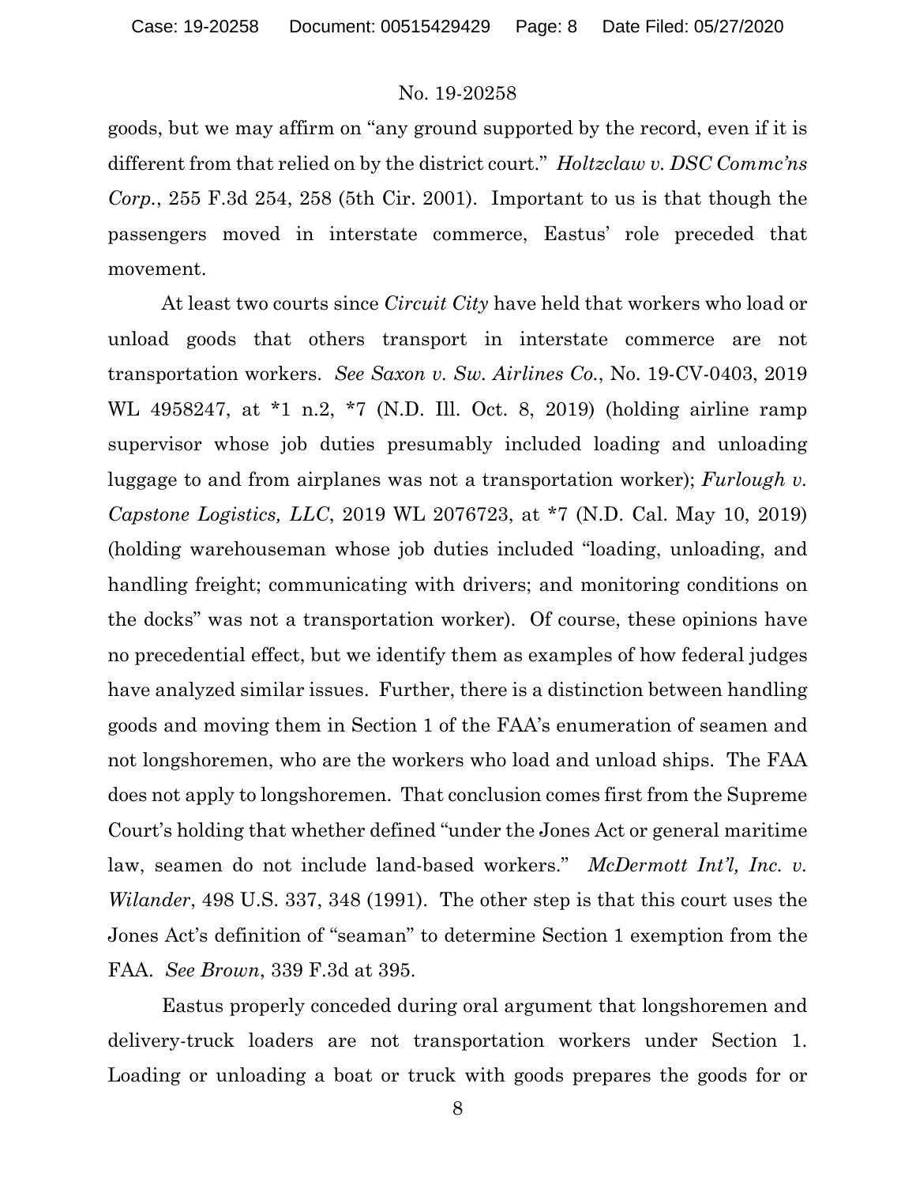goods, but we may affirm on "any ground supported by the record, even if it is different from that relied on by the district court." *Holtzclaw v. DSC Commc'ns Corp.*, 255 F.3d 254, 258 (5th Cir. 2001). Important to us is that though the passengers moved in interstate commerce, Eastus' role preceded that movement.

At least two courts since *Circuit City* have held that workers who load or unload goods that others transport in interstate commerce are not transportation workers. *See Saxon v. Sw. Airlines Co.*, No. 19-CV-0403, 2019 WL 4958247, at *1 n.2, *7 (N.D. Ill. Oct. 8, 2019) (holding airline ramp supervisor whose job duties presumably included loading and unloading luggage to and from airplanes was not a transportation worker); *Furlough v. Capstone Logistics, LLC*, 2019 WL 2076723, at *7 (N.D. Cal. May 10, 2019) (holding warehouseman whose job duties included "loading, unloading, and handling freight; communicating with drivers; and monitoring conditions on the docks" was not a transportation worker). Of course, these opinions have no precedential effect, but we identify them as examples of how federal judges have analyzed similar issues. Further, there is a distinction between handling goods and moving them in Section 1 of the FAA's enumeration of seamen and not longshoremen, who are the workers who load and unload ships. The FAA does not apply to longshoremen. That conclusion comes first from the Supreme Court's holding that whether defined "under the Jones Act or general maritime law, seamen do not include land-based workers." *McDermott Int'l, Inc. v. Wilander*, 498 U.S. 337, 348 (1991). The other step is that this court uses the Jones Act's definition of "seaman" to determine Section 1 exemption from the FAA. *See Brown*, 339 F.3d at 395.

Eastus properly conceded during oral argument that longshoremen and delivery-truck loaders are not transportation workers under Section 1. Loading or unloading a boat or truck with goods prepares the goods for or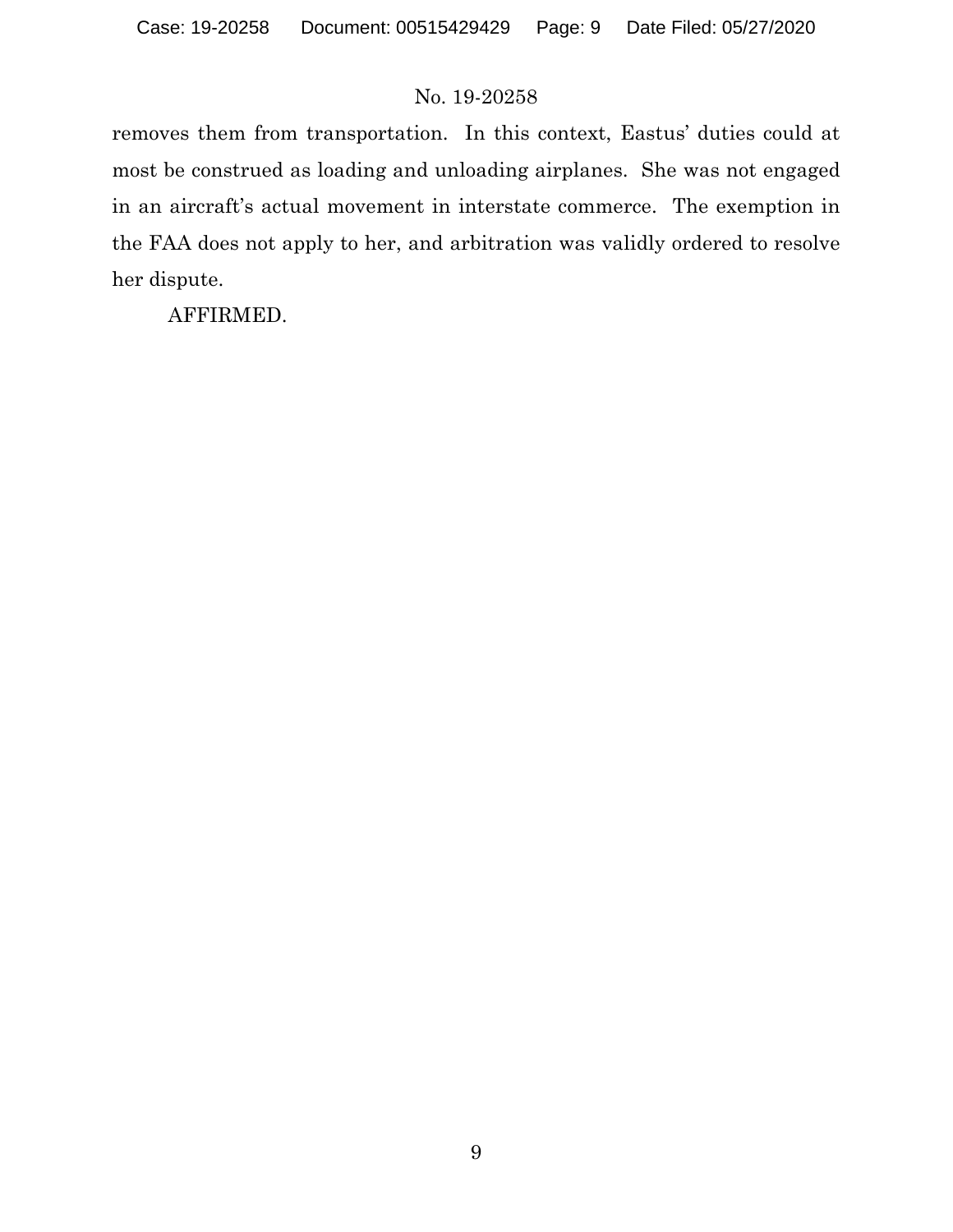removes them from transportation. In this context, Eastus' duties could at most be construed as loading and unloading airplanes. She was not engaged in an aircraft's actual movement in interstate commerce. The exemption in the FAA does not apply to her, and arbitration was validly ordered to resolve her dispute.

AFFIRMED.